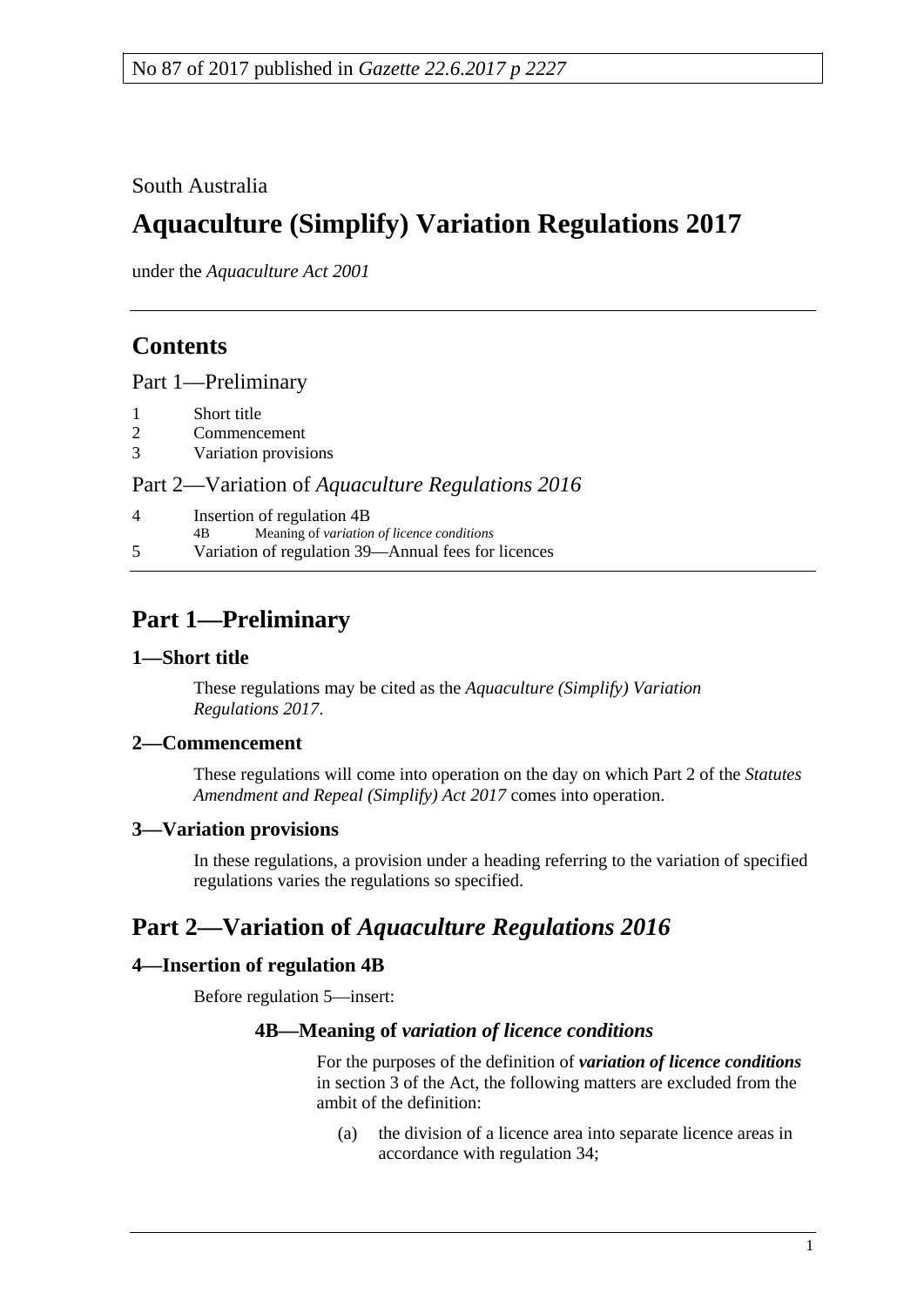No 87 of 2017 published in *Gazette 22.6.2017 p 2227*

South Australia

# Aquaculture (Simplify) Variation Regulations 2017

under the *Aquaculture Act 2001*

## Contents

Part 1—Preliminary

1 Short title
2 Commencement
3 Variation provisions

Part 2—Variation of *Aquaculture Regulations 2016*

4 Insertion of regulation 4B
 4B Meaning of *variation of licence conditions*
5 Variation of regulation 39—Annual fees for licences

## Part 1—Preliminary

### 1—Short title

These regulations may be cited as the *Aquaculture (Simplify) Variation Regulations 2017*.

### 2—Commencement

These regulations will come into operation on the day on which Part 2 of the *Statutes Amendment and Repeal (Simplify) Act 2017* comes into operation.

### 3—Variation provisions

In these regulations, a provision under a heading referring to the variation of specified regulations varies the regulations so specified.

## Part 2—Variation of *Aquaculture Regulations 2016*

### 4—Insertion of regulation 4B

Before regulation 5—insert:

#### 4B—Meaning of *variation of licence conditions*

For the purposes of the definition of ***variation of licence conditions*** in section 3 of the Act, the following matters are excluded from the ambit of the definition:

(a) the division of a licence area into separate licence areas in accordance with regulation 34;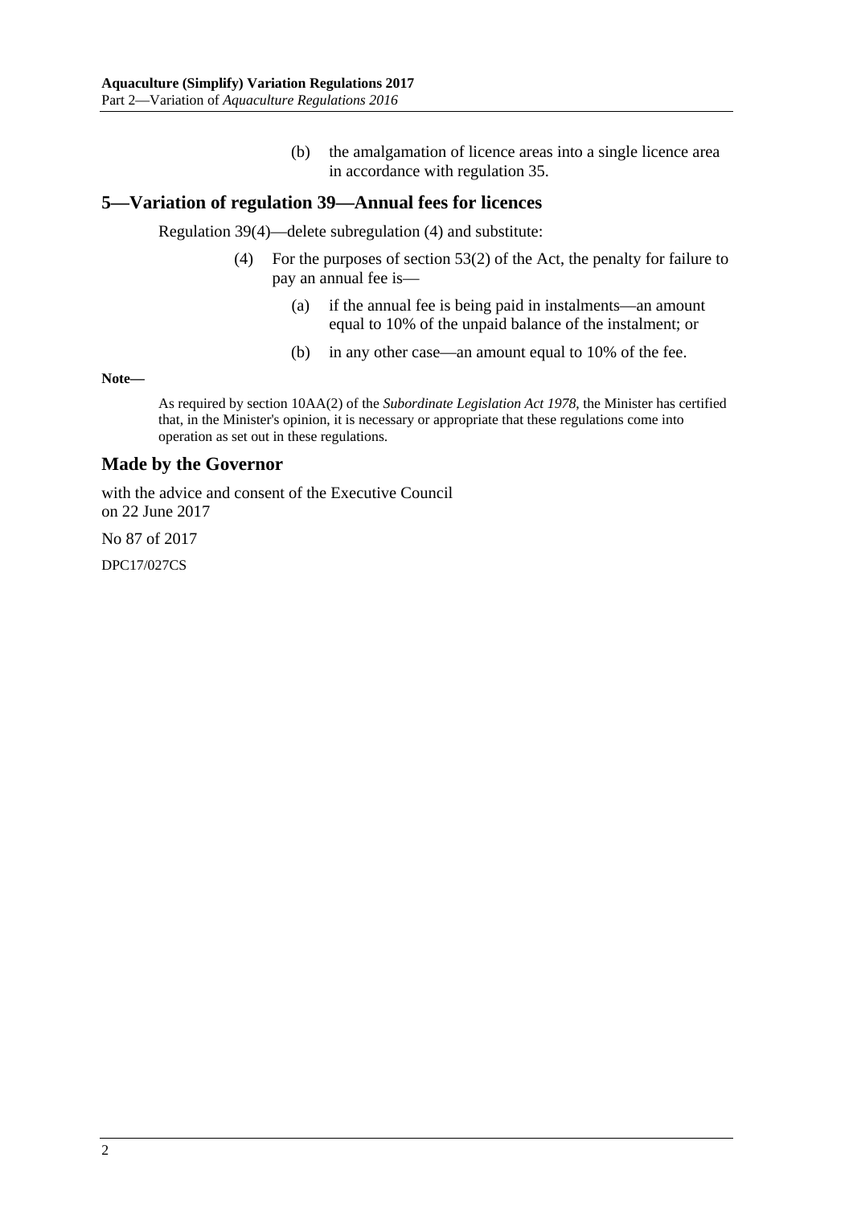(b) the amalgamation of licence areas into a single licence area in accordance with regulation 35.

## 5—Variation of regulation 39—Annual fees for licences

Regulation 39(4)—delete subregulation (4) and substitute:

(4) For the purposes of section 53(2) of the Act, the penalty for failure to pay an annual fee is—

(a) if the annual fee is being paid in instalments—an amount equal to 10% of the unpaid balance of the instalment; or

(b) in any other case—an amount equal to 10% of the fee.

**Note—**

As required by section 10AA(2) of the *Subordinate Legislation Act 1978*, the Minister has certified that, in the Minister's opinion, it is necessary or appropriate that these regulations come into operation as set out in these regulations.

## Made by the Governor

with the advice and consent of the Executive Council on 22 June 2017

No 87 of 2017

DPC17/027CS